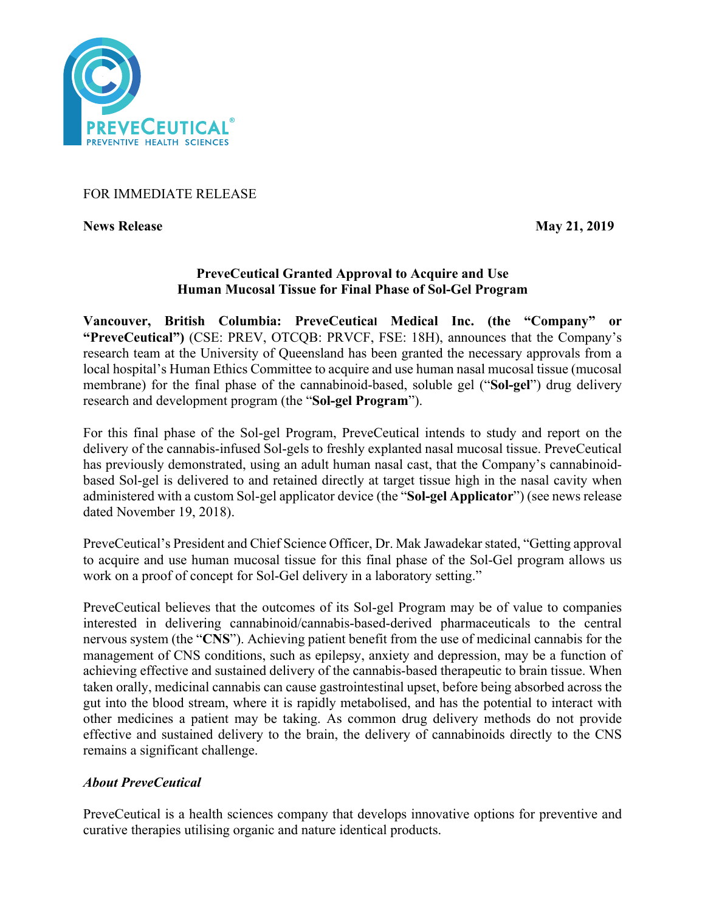FOR IMMEDIATE RELEASE

**News Release** **May 21, 2019**

**PreveCeutical Granted Approval to Acquire and Use Human Mucosal Tissue for Final Phase of Sol-Gel Program**

**Vancouver, British Columbia: PreveCeutical Medical Inc. (the "Company" or "PreveCeutical")** (CSE: PREV, OTCQB: PRVCF, FSE: 18H), announces that the Company's research team at the University of Queensland has been granted the necessary approvals from a local hospital's Human Ethics Committee to acquire and use human nasal mucosal tissue (mucosal membrane) for the final phase of the cannabinoid-based, soluble gel ("**Sol-gel**") drug delivery research and development program (the "**Sol-gel Program**").

For this final phase of the Sol-gel Program, PreveCeutical intends to study and report on the delivery of the cannabis-infused Sol-gels to freshly explanted nasal mucosal tissue. PreveCeutical has previously demonstrated, using an adult human nasal cast, that the Company's cannabinoid-based Sol-gel is delivered to and retained directly at target tissue high in the nasal cavity when administered with a custom Sol-gel applicator device (the "**Sol-gel Applicator**") (see news release dated November 19, 2018).

PreveCeutical's President and Chief Science Officer, Dr. Mak Jawadekar stated, "Getting approval to acquire and use human mucosal tissue for this final phase of the Sol-Gel program allows us work on a proof of concept for Sol-Gel delivery in a laboratory setting."

PreveCeutical believes that the outcomes of its Sol-gel Program may be of value to companies interested in delivering cannabinoid/cannabis-based-derived pharmaceuticals to the central nervous system (the "**CNS**"). Achieving patient benefit from the use of medicinal cannabis for the management of CNS conditions, such as epilepsy, anxiety and depression, may be a function of achieving effective and sustained delivery of the cannabis-based therapeutic to brain tissue. When taken orally, medicinal cannabis can cause gastrointestinal upset, before being absorbed across the gut into the blood stream, where it is rapidly metabolised, and has the potential to interact with other medicines a patient may be taking. As common drug delivery methods do not provide effective and sustained delivery to the brain, the delivery of cannabinoids directly to the CNS remains a significant challenge.

### *About PreveCeutical*

PreveCeutical is a health sciences company that develops innovative options for preventive and curative therapies utilising organic and nature identical products.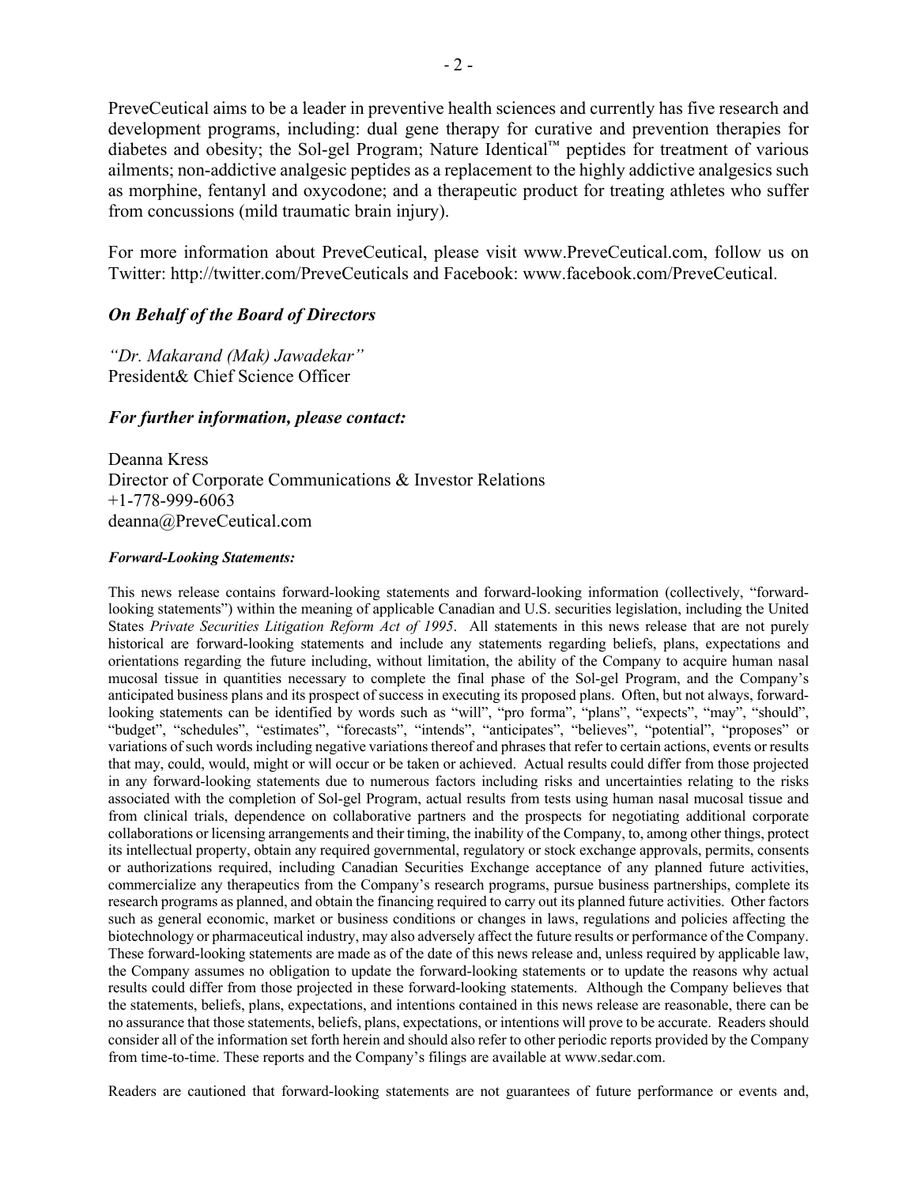PreveCeutical aims to be a leader in preventive health sciences and currently has five research and development programs, including: dual gene therapy for curative and prevention therapies for diabetes and obesity; the Sol-gel Program; Nature Identical™ peptides for treatment of various ailments; non-addictive analgesic peptides as a replacement to the highly addictive analgesics such as morphine, fentanyl and oxycodone; and a therapeutic product for treating athletes who suffer from concussions (mild traumatic brain injury).

For more information about PreveCeutical, please visit www.PreveCeutical.com, follow us on Twitter: http://twitter.com/PreveCeuticals and Facebook: www.facebook.com/PreveCeutical.

***On Behalf of the Board of Directors***

*"Dr. Makarand (Mak) Jawadekar"*
President& Chief Science Officer

***For further information, please contact:***

Deanna Kress
Director of Corporate Communications & Investor Relations
+1-778-999-6063
deanna@PreveCeutical.com

***Forward-Looking Statements:***

This news release contains forward-looking statements and forward-looking information (collectively, "forward-looking statements") within the meaning of applicable Canadian and U.S. securities legislation, including the United States *Private Securities Litigation Reform Act of 1995*. All statements in this news release that are not purely historical are forward-looking statements and include any statements regarding beliefs, plans, expectations and orientations regarding the future including, without limitation, the ability of the Company to acquire human nasal mucosal tissue in quantities necessary to complete the final phase of the Sol-gel Program, and the Company's anticipated business plans and its prospect of success in executing its proposed plans. Often, but not always, forward-looking statements can be identified by words such as "will", "pro forma", "plans", "expects", "may", "should", "budget", "schedules", "estimates", "forecasts", "intends", "anticipates", "believes", "potential", "proposes" or variations of such words including negative variations thereof and phrases that refer to certain actions, events or results that may, could, would, might or will occur or be taken or achieved. Actual results could differ from those projected in any forward-looking statements due to numerous factors including risks and uncertainties relating to the risks associated with the completion of Sol-gel Program, actual results from tests using human nasal mucosal tissue and from clinical trials, dependence on collaborative partners and the prospects for negotiating additional corporate collaborations or licensing arrangements and their timing, the inability of the Company, to, among other things, protect its intellectual property, obtain any required governmental, regulatory or stock exchange approvals, permits, consents or authorizations required, including Canadian Securities Exchange acceptance of any planned future activities, commercialize any therapeutics from the Company's research programs, pursue business partnerships, complete its research programs as planned, and obtain the financing required to carry out its planned future activities. Other factors such as general economic, market or business conditions or changes in laws, regulations and policies affecting the biotechnology or pharmaceutical industry, may also adversely affect the future results or performance of the Company. These forward-looking statements are made as of the date of this news release and, unless required by applicable law, the Company assumes no obligation to update the forward-looking statements or to update the reasons why actual results could differ from those projected in these forward-looking statements. Although the Company believes that the statements, beliefs, plans, expectations, and intentions contained in this news release are reasonable, there can be no assurance that those statements, beliefs, plans, expectations, or intentions will prove to be accurate. Readers should consider all of the information set forth herein and should also refer to other periodic reports provided by the Company from time-to-time. These reports and the Company's filings are available at www.sedar.com.

Readers are cautioned that forward-looking statements are not guarantees of future performance or events and,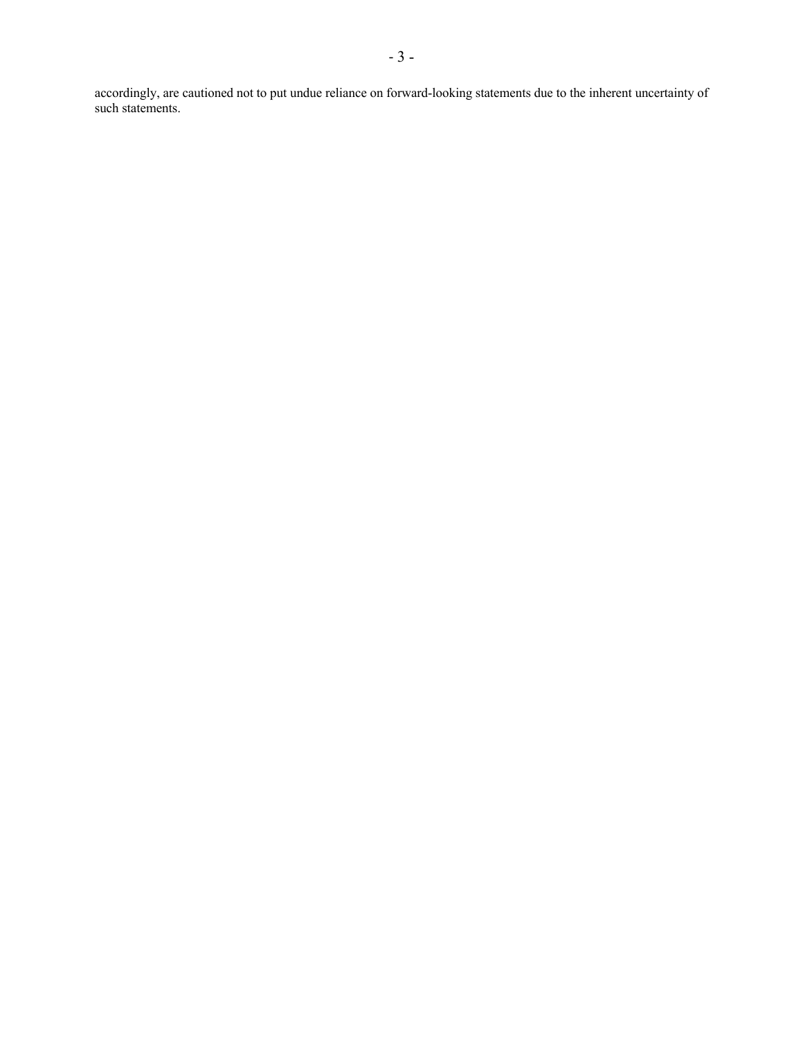accordingly, are cautioned not to put undue reliance on forward-looking statements due to the inherent uncertainty of such statements.